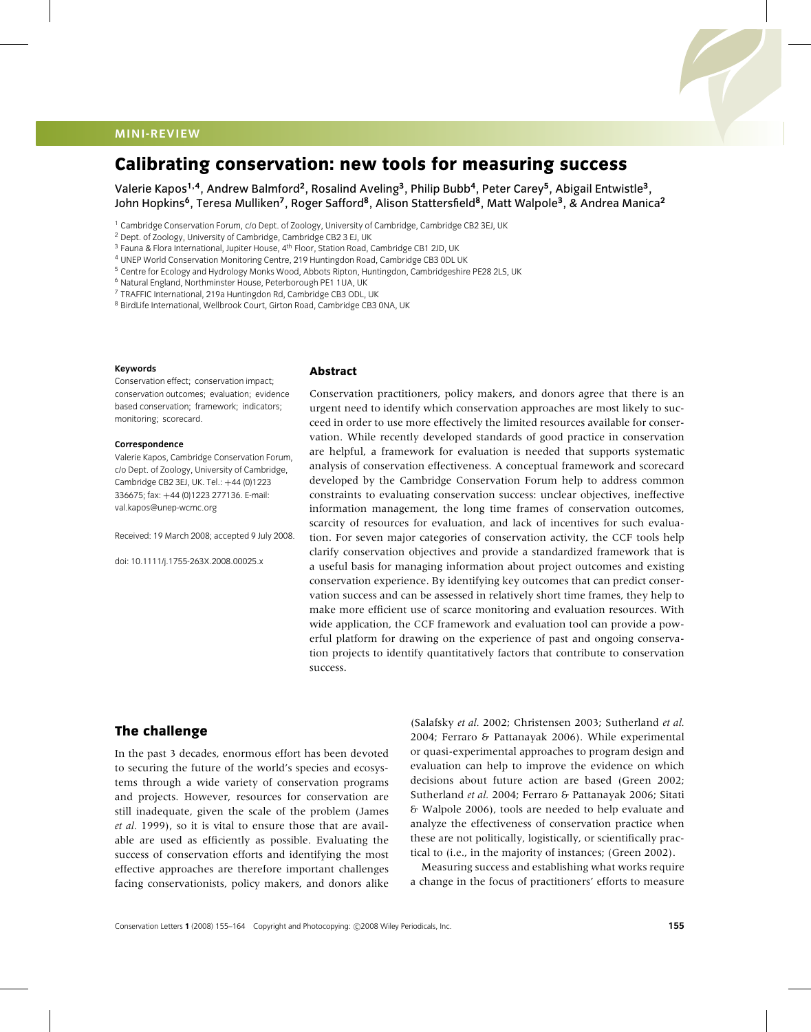MINI-REVIEW

# Calibrating conservation: new tools for measuring success

Valerie Kapos[1,4], Andrew Balmford[2], Rosalind Aveling[3], Philip Bubb[4], Peter Carey[5], Abigail Entwistle[3], John Hopkins[6], Teresa Mulliken[7], Roger Safford[8], Alison Stattersfield[8], Matt Walpole[3], & Andrea Manica[2]

[1] Cambridge Conservation Forum, c/o Dept. of Zoology, University of Cambridge, Cambridge CB2 3EJ, UK
[2] Dept. of Zoology, University of Cambridge, Cambridge CB2 3 EJ, UK
[3] Fauna & Flora International, Jupiter House, 4th Floor, Station Road, Cambridge CB1 2JD, UK
[4] UNEP World Conservation Monitoring Centre, 219 Huntingdon Road, Cambridge CB3 0DL UK
[5] Centre for Ecology and Hydrology Monks Wood, Abbots Ripton, Huntingdon, Cambridgeshire PE28 2LS, UK
[6] Natural England, Northminster House, Peterborough PE1 1UA, UK
[7] TRAFFIC International, 219a Huntingdon Rd, Cambridge CB3 ODL, UK
[8] BirdLife International, Wellbrook Court, Girton Road, Cambridge CB3 0NA, UK

**Keywords**
Conservation effect; conservation impact; conservation outcomes; evaluation; evidence based conservation; framework; indicators; monitoring; scorecard.

**Correspondence**
Valerie Kapos, Cambridge Conservation Forum, c/o Dept. of Zoology, University of Cambridge, Cambridge CB2 3EJ, UK. Tel.: +44 (0)1223 336675; fax: +44 (0)1223 277136. E-mail: val.kapos@unep-wcmc.org

Received: 19 March 2008; accepted 9 July 2008.

doi: 10.1111/j.1755-263X.2008.00025.x

## Abstract

Conservation practitioners, policy makers, and donors agree that there is an urgent need to identify which conservation approaches are most likely to succeed in order to use more effectively the limited resources available for conservation. While recently developed standards of good practice in conservation are helpful, a framework for evaluation is needed that supports systematic analysis of conservation effectiveness. A conceptual framework and scorecard developed by the Cambridge Conservation Forum help to address common constraints to evaluating conservation success: unclear objectives, ineffective information management, the long time frames of conservation outcomes, scarcity of resources for evaluation, and lack of incentives for such evaluation. For seven major categories of conservation activity, the CCF tools help clarify conservation objectives and provide a standardized framework that is a useful basis for managing information about project outcomes and existing conservation experience. By identifying key outcomes that can predict conservation success and can be assessed in relatively short time frames, they help to make more efficient use of scarce monitoring and evaluation resources. With wide application, the CCF framework and evaluation tool can provide a powerful platform for drawing on the experience of past and ongoing conservation projects to identify quantitatively factors that contribute to conservation success.

## The challenge

In the past 3 decades, enormous effort has been devoted to securing the future of the world's species and ecosystems through a wide variety of conservation programs and projects. However, resources for conservation are still inadequate, given the scale of the problem (James *et al.* 1999), so it is vital to ensure those that are available are used as efficiently as possible. Evaluating the success of conservation efforts and identifying the most effective approaches are therefore important challenges facing conservationists, policy makers, and donors alike (Salafsky *et al.* 2002; Christensen 2003; Sutherland *et al.* 2004; Ferraro & Pattanayak 2006). While experimental or quasi-experimental approaches to program design and evaluation can help to improve the evidence on which decisions about future action are based (Green 2002; Sutherland *et al.* 2004; Ferraro & Pattanayak 2006; Sitati & Walpole 2006), tools are needed to help evaluate and analyze the effectiveness of conservation practice when these are not politically, logistically, or scientifically practical to (i.e., in the majority of instances; (Green 2002).

Measuring success and establishing what works require a change in the focus of practitioners' efforts to measure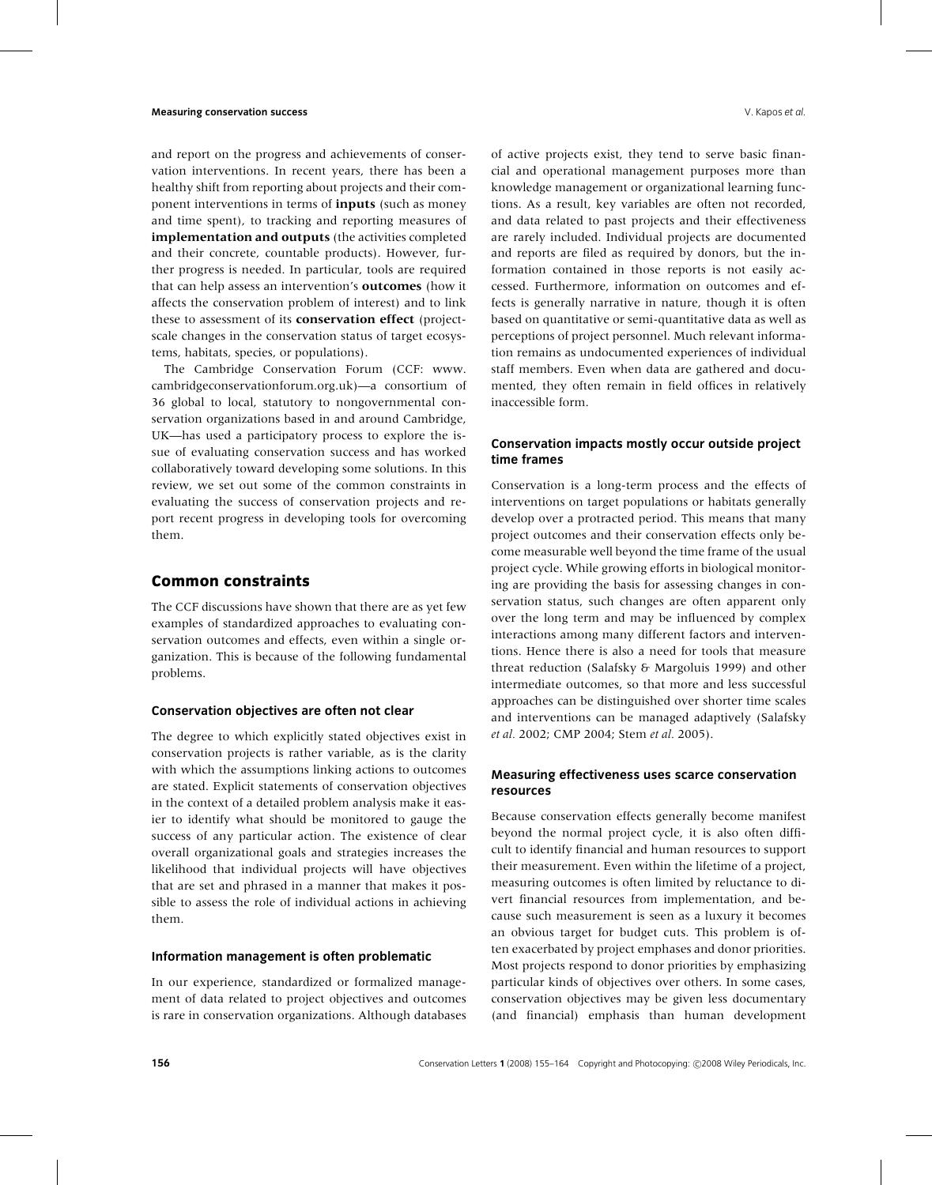and report on the progress and achievements of conservation interventions. In recent years, there has been a healthy shift from reporting about projects and their component interventions in terms of **inputs** (such as money and time spent), to tracking and reporting measures of **implementation and outputs** (the activities completed and their concrete, countable products). However, further progress is needed. In particular, tools are required that can help assess an intervention's **outcomes** (how it affects the conservation problem of interest) and to link these to assessment of its **conservation effect** (project-scale changes in the conservation status of target ecosystems, habitats, species, or populations).

The Cambridge Conservation Forum (CCF: www.cambridgeconservationforum.org.uk)—a consortium of 36 global to local, statutory to nongovernmental conservation organizations based in and around Cambridge, UK—has used a participatory process to explore the issue of evaluating conservation success and has worked collaboratively toward developing some solutions. In this review, we set out some of the common constraints in evaluating the success of conservation projects and report recent progress in developing tools for overcoming them.

## Common constraints

The CCF discussions have shown that there are as yet few examples of standardized approaches to evaluating conservation outcomes and effects, even within a single organization. This is because of the following fundamental problems.

### Conservation objectives are often not clear

The degree to which explicitly stated objectives exist in conservation projects is rather variable, as is the clarity with which the assumptions linking actions to outcomes are stated. Explicit statements of conservation objectives in the context of a detailed problem analysis make it easier to identify what should be monitored to gauge the success of any particular action. The existence of clear overall organizational goals and strategies increases the likelihood that individual projects will have objectives that are set and phrased in a manner that makes it possible to assess the role of individual actions in achieving them.

### Information management is often problematic

In our experience, standardized or formalized management of data related to project objectives and outcomes is rare in conservation organizations. Although databases of active projects exist, they tend to serve basic financial and operational management purposes more than knowledge management or organizational learning functions. As a result, key variables are often not recorded, and data related to past projects and their effectiveness are rarely included. Individual projects are documented and reports are filed as required by donors, but the information contained in those reports is not easily accessed. Furthermore, information on outcomes and effects is generally narrative in nature, though it is often based on quantitative or semi-quantitative data as well as perceptions of project personnel. Much relevant information remains as undocumented experiences of individual staff members. Even when data are gathered and documented, they often remain in field offices in relatively inaccessible form.

### Conservation impacts mostly occur outside project time frames

Conservation is a long-term process and the effects of interventions on target populations or habitats generally develop over a protracted period. This means that many project outcomes and their conservation effects only become measurable well beyond the time frame of the usual project cycle. While growing efforts in biological monitoring are providing the basis for assessing changes in conservation status, such changes are often apparent only over the long term and may be influenced by complex interactions among many different factors and interventions. Hence there is also a need for tools that measure threat reduction (Salafsky & Margoluis 1999) and other intermediate outcomes, so that more and less successful approaches can be distinguished over shorter time scales and interventions can be managed adaptively (Salafsky *et al.* 2002; CMP 2004; Stem *et al.* 2005).

### Measuring effectiveness uses scarce conservation resources

Because conservation effects generally become manifest beyond the normal project cycle, it is also often difficult to identify financial and human resources to support their measurement. Even within the lifetime of a project, measuring outcomes is often limited by reluctance to divert financial resources from implementation, and because such measurement is seen as a luxury it becomes an obvious target for budget cuts. This problem is often exacerbated by project emphases and donor priorities. Most projects respond to donor priorities by emphasizing particular kinds of objectives over others. In some cases, conservation objectives may be given less documentary (and financial) emphasis than human development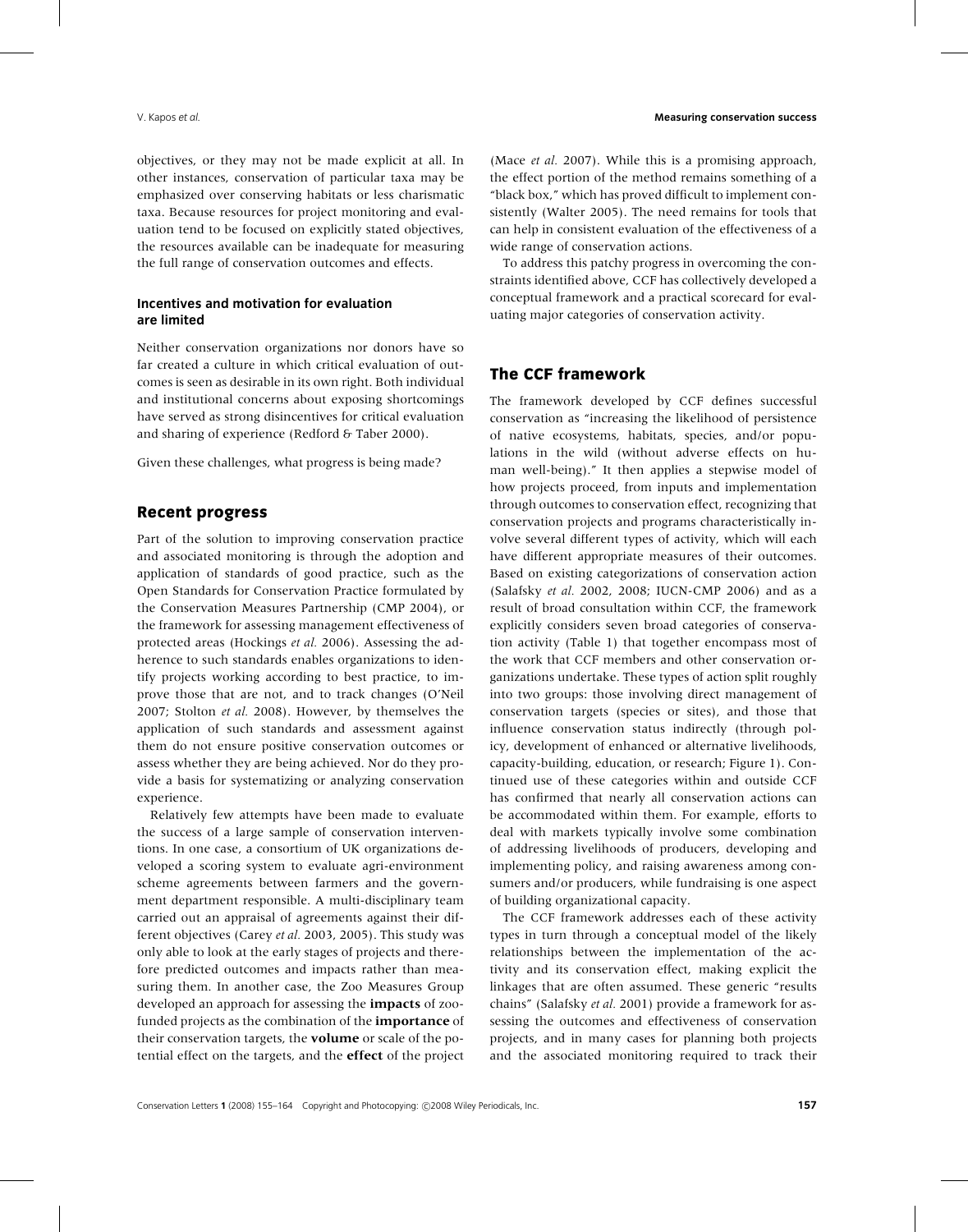objectives, or they may not be made explicit at all. In other instances, conservation of particular taxa may be emphasized over conserving habitats or less charismatic taxa. Because resources for project monitoring and evaluation tend to be focused on explicitly stated objectives, the resources available can be inadequate for measuring the full range of conservation outcomes and effects.

### Incentives and motivation for evaluation are limited

Neither conservation organizations nor donors have so far created a culture in which critical evaluation of outcomes is seen as desirable in its own right. Both individual and institutional concerns about exposing shortcomings have served as strong disincentives for critical evaluation and sharing of experience (Redford & Taber 2000).

Given these challenges, what progress is being made?

## Recent progress

Part of the solution to improving conservation practice and associated monitoring is through the adoption and application of standards of good practice, such as the Open Standards for Conservation Practice formulated by the Conservation Measures Partnership (CMP 2004), or the framework for assessing management effectiveness of protected areas (Hockings *et al.* 2006). Assessing the adherence to such standards enables organizations to identify projects working according to best practice, to improve those that are not, and to track changes (O'Neil 2007; Stolton *et al.* 2008). However, by themselves the application of such standards and assessment against them do not ensure positive conservation outcomes or assess whether they are being achieved. Nor do they provide a basis for systematizing or analyzing conservation experience.

Relatively few attempts have been made to evaluate the success of a large sample of conservation interventions. In one case, a consortium of UK organizations developed a scoring system to evaluate agri-environment scheme agreements between farmers and the government department responsible. A multi-disciplinary team carried out an appraisal of agreements against their different objectives (Carey *et al.* 2003, 2005). This study was only able to look at the early stages of projects and therefore predicted outcomes and impacts rather than measuring them. In another case, the Zoo Measures Group developed an approach for assessing the **impacts** of zoo-funded projects as the combination of the **importance** of their conservation targets, the **volume** or scale of the potential effect on the targets, and the **effect** of the project (Mace *et al.* 2007). While this is a promising approach, the effect portion of the method remains something of a "black box," which has proved difficult to implement consistently (Walter 2005). The need remains for tools that can help in consistent evaluation of the effectiveness of a wide range of conservation actions.

To address this patchy progress in overcoming the constraints identified above, CCF has collectively developed a conceptual framework and a practical scorecard for evaluating major categories of conservation activity.

## The CCF framework

The framework developed by CCF defines successful conservation as "increasing the likelihood of persistence of native ecosystems, habitats, species, and/or populations in the wild (without adverse effects on human well-being)." It then applies a stepwise model of how projects proceed, from inputs and implementation through outcomes to conservation effect, recognizing that conservation projects and programs characteristically involve several different types of activity, which will each have different appropriate measures of their outcomes. Based on existing categorizations of conservation action (Salafsky *et al.* 2002, 2008; IUCN-CMP 2006) and as a result of broad consultation within CCF, the framework explicitly considers seven broad categories of conservation activity (Table 1) that together encompass most of the work that CCF members and other conservation organizations undertake. These types of action split roughly into two groups: those involving direct management of conservation targets (species or sites), and those that influence conservation status indirectly (through policy, development of enhanced or alternative livelihoods, capacity-building, education, or research; Figure 1). Continued use of these categories within and outside CCF has confirmed that nearly all conservation actions can be accommodated within them. For example, efforts to deal with markets typically involve some combination of addressing livelihoods of producers, developing and implementing policy, and raising awareness among consumers and/or producers, while fundraising is one aspect of building organizational capacity.

The CCF framework addresses each of these activity types in turn through a conceptual model of the likely relationships between the implementation of the activity and its conservation effect, making explicit the linkages that are often assumed. These generic "results chains" (Salafsky *et al.* 2001) provide a framework for assessing the outcomes and effectiveness of conservation projects, and in many cases for planning both projects and the associated monitoring required to track their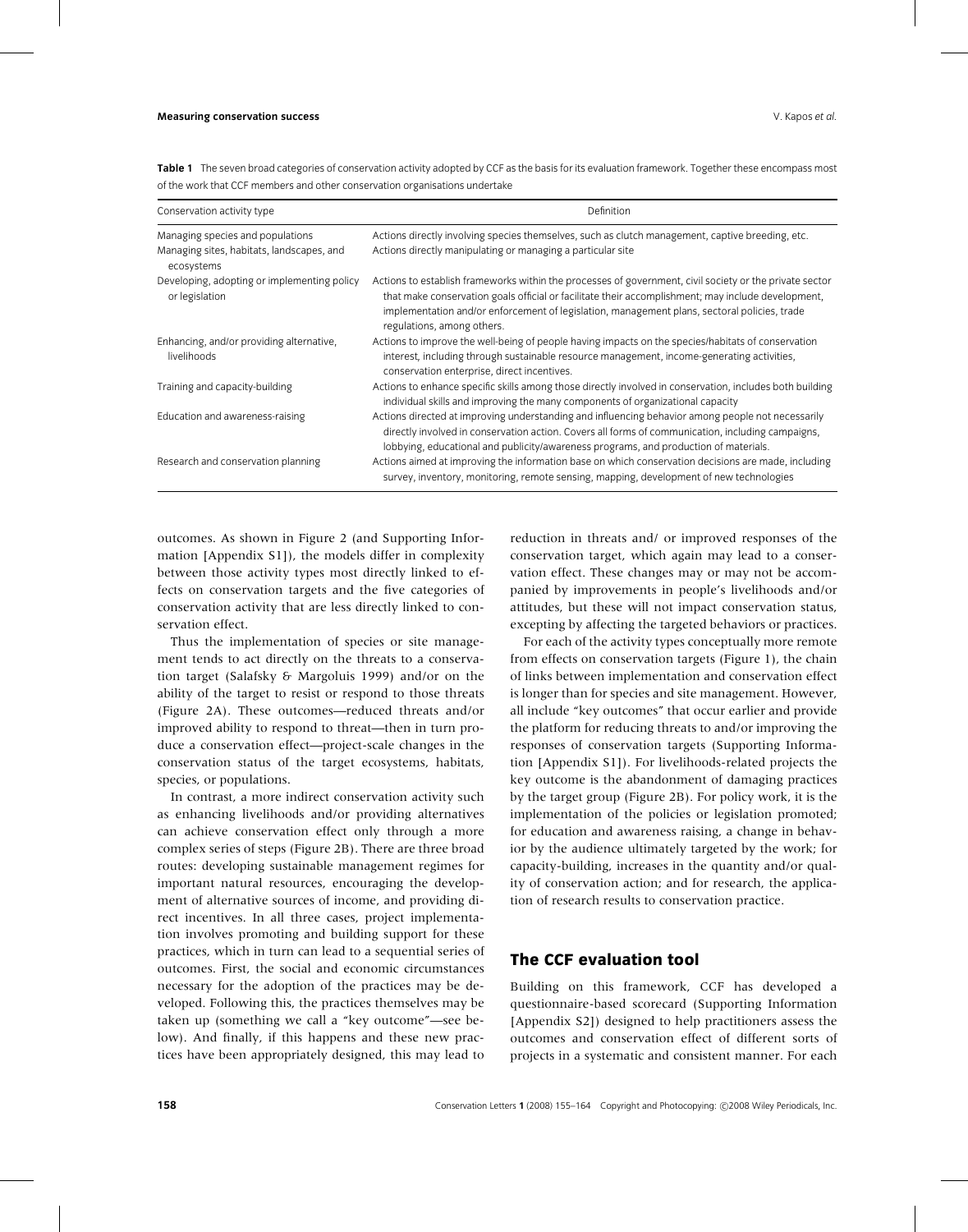**Table 1** The seven broad categories of conservation activity adopted by CCF as the basis for its evaluation framework. Together these encompass most of the work that CCF members and other conservation organisations undertake

| Conservation activity type | Definition |
|---|---|
| Managing species and populations | Actions directly involving species themselves, such as clutch management, captive breeding, etc. |
| Managing sites, habitats, landscapes, and ecosystems | Actions directly manipulating or managing a particular site |
| Developing, adopting or implementing policy or legislation | Actions to establish frameworks within the processes of government, civil society or the private sector that make conservation goals official or facilitate their accomplishment; may include development, implementation and/or enforcement of legislation, management plans, sectoral policies, trade regulations, among others. |
| Enhancing, and/or providing alternative, livelihoods | Actions to improve the well-being of people having impacts on the species/habitats of conservation interest, including through sustainable resource management, income-generating activities, conservation enterprise, direct incentives. |
| Training and capacity-building | Actions to enhance specific skills among those directly involved in conservation, includes both building individual skills and improving the many components of organizational capacity |
| Education and awareness-raising | Actions directed at improving understanding and influencing behavior among people not necessarily directly involved in conservation action. Covers all forms of communication, including campaigns, lobbying, educational and publicity/awareness programs, and production of materials. |
| Research and conservation planning | Actions aimed at improving the information base on which conservation decisions are made, including survey, inventory, monitoring, remote sensing, mapping, development of new technologies |

outcomes. As shown in Figure 2 (and Supporting Information [Appendix S1]), the models differ in complexity between those activity types most directly linked to effects on conservation targets and the five categories of conservation activity that are less directly linked to conservation effect.

Thus the implementation of species or site management tends to act directly on the threats to a conservation target (Salafsky & Margoluis 1999) and/or on the ability of the target to resist or respond to those threats (Figure 2A). These outcomes—reduced threats and/or improved ability to respond to threat—then in turn produce a conservation effect—project-scale changes in the conservation status of the target ecosystems, habitats, species, or populations.

In contrast, a more indirect conservation activity such as enhancing livelihoods and/or providing alternatives can achieve conservation effect only through a more complex series of steps (Figure 2B). There are three broad routes: developing sustainable management regimes for important natural resources, encouraging the development of alternative sources of income, and providing direct incentives. In all three cases, project implementation involves promoting and building support for these practices, which in turn can lead to a sequential series of outcomes. First, the social and economic circumstances necessary for the adoption of the practices may be developed. Following this, the practices themselves may be taken up (something we call a "key outcome"—see below). And finally, if this happens and these new practices have been appropriately designed, this may lead to reduction in threats and/ or improved responses of the conservation target, which again may lead to a conservation effect. These changes may or may not be accompanied by improvements in people's livelihoods and/or attitudes, but these will not impact conservation status, excepting by affecting the targeted behaviors or practices.

For each of the activity types conceptually more remote from effects on conservation targets (Figure 1), the chain of links between implementation and conservation effect is longer than for species and site management. However, all include "key outcomes" that occur earlier and provide the platform for reducing threats to and/or improving the responses of conservation targets (Supporting Information [Appendix S1]). For livelihoods-related projects the key outcome is the abandonment of damaging practices by the target group (Figure 2B). For policy work, it is the implementation of the policies or legislation promoted; for education and awareness raising, a change in behavior by the audience ultimately targeted by the work; for capacity-building, increases in the quantity and/or quality of conservation action; and for research, the application of research results to conservation practice.

## The CCF evaluation tool

Building on this framework, CCF has developed a questionnaire-based scorecard (Supporting Information [Appendix S2]) designed to help practitioners assess the outcomes and conservation effect of different sorts of projects in a systematic and consistent manner. For each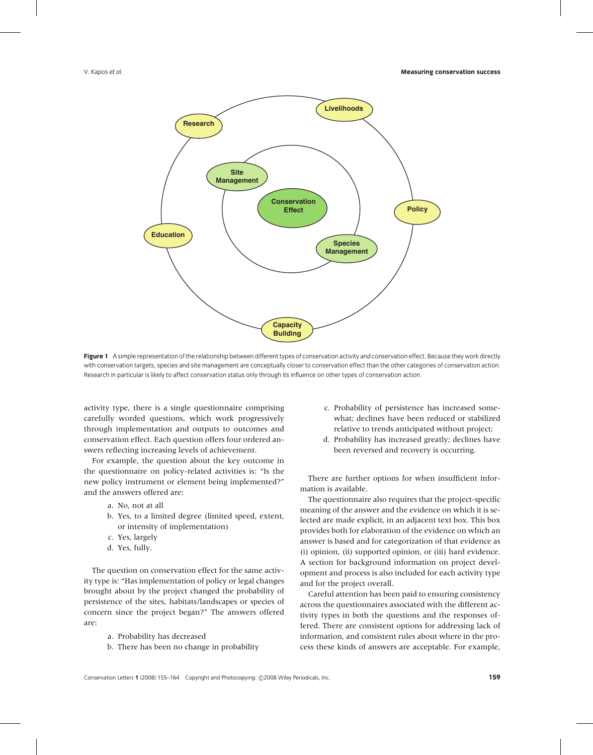Figure 1 A simple representation of the relationship between different types of conservation activity and conservation effect. Because they work directly with conservation targets, species and site management are conceptually closer to conservation effect than the other categories of conservation action. Research in particular is likely to affect conservation status only through its influence on other types of conservation action.

activity type, there is a single questionnaire comprising carefully worded questions, which work progressively through implementation and outputs to outcomes and conservation effect. Each question offers four ordered answers reflecting increasing levels of achievement.

For example, the question about the key outcome in the questionnaire on policy-related activities is: "Is the new policy instrument or element being implemented?" and the answers offered are:

a. No, not at all
b. Yes, to a limited degree (limited speed, extent, or intensity of implementation)
c. Yes, largely
d. Yes, fully.

The question on conservation effect for the same activity type is: "Has implementation of policy or legal changes brought about by the project changed the probability of persistence of the sites, habitats/landscapes or species of concern since the project began?" The answers offered are:

a. Probability has decreased
b. There has been no change in probability
c. Probability of persistence has increased somewhat; declines have been reduced or stabilized relative to trends anticipated without project;
d. Probability has increased greatly; declines have been reversed and recovery is occurring.

There are further options for when insufficient information is available.

The questionnaire also requires that the project-specific meaning of the answer and the evidence on which it is selected are made explicit, in an adjacent text box. This box provides both for elaboration of the evidence on which an answer is based and for categorization of that evidence as (i) opinion, (ii) supported opinion, or (iii) hard evidence. A section for background information on project development and process is also included for each activity type and for the project overall.

Careful attention has been paid to ensuring consistency across the questionnaires associated with the different activity types in both the questions and the responses offered. There are consistent options for addressing lack of information, and consistent rules about where in the process these kinds of answers are acceptable. For example,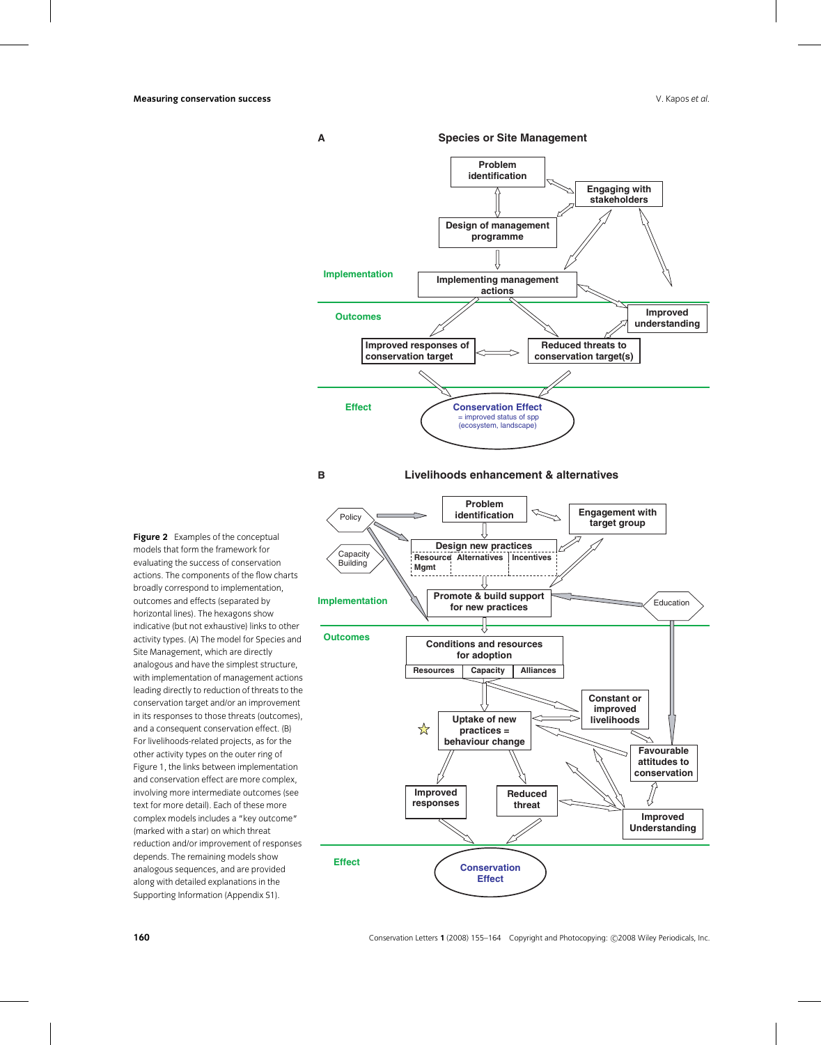**Figure 2** Examples of the conceptual models that form the framework for evaluating the success of conservation actions. The components of the flow charts broadly correspond to implementation, outcomes and effects (separated by horizontal lines). The hexagons show indicative (but not exhaustive) links to other activity types. (A) The model for Species and Site Management, which are directly analogous and have the simplest structure, with implementation of management actions leading directly to reduction of threats to the conservation target and/or an improvement in its responses to those threats (outcomes), and a consequent conservation effect. (B) For livelihoods-related projects, as for the other activity types on the outer ring of Figure 1, the links between implementation and conservation effect are more complex, involving more intermediate outcomes (see text for more detail). Each of these more complex models includes a "key outcome" (marked with a star) on which threat reduction and/or improvement of responses depends. The remaining models show analogous sequences, and are provided along with detailed explanations in the Supporting Information (Appendix S1).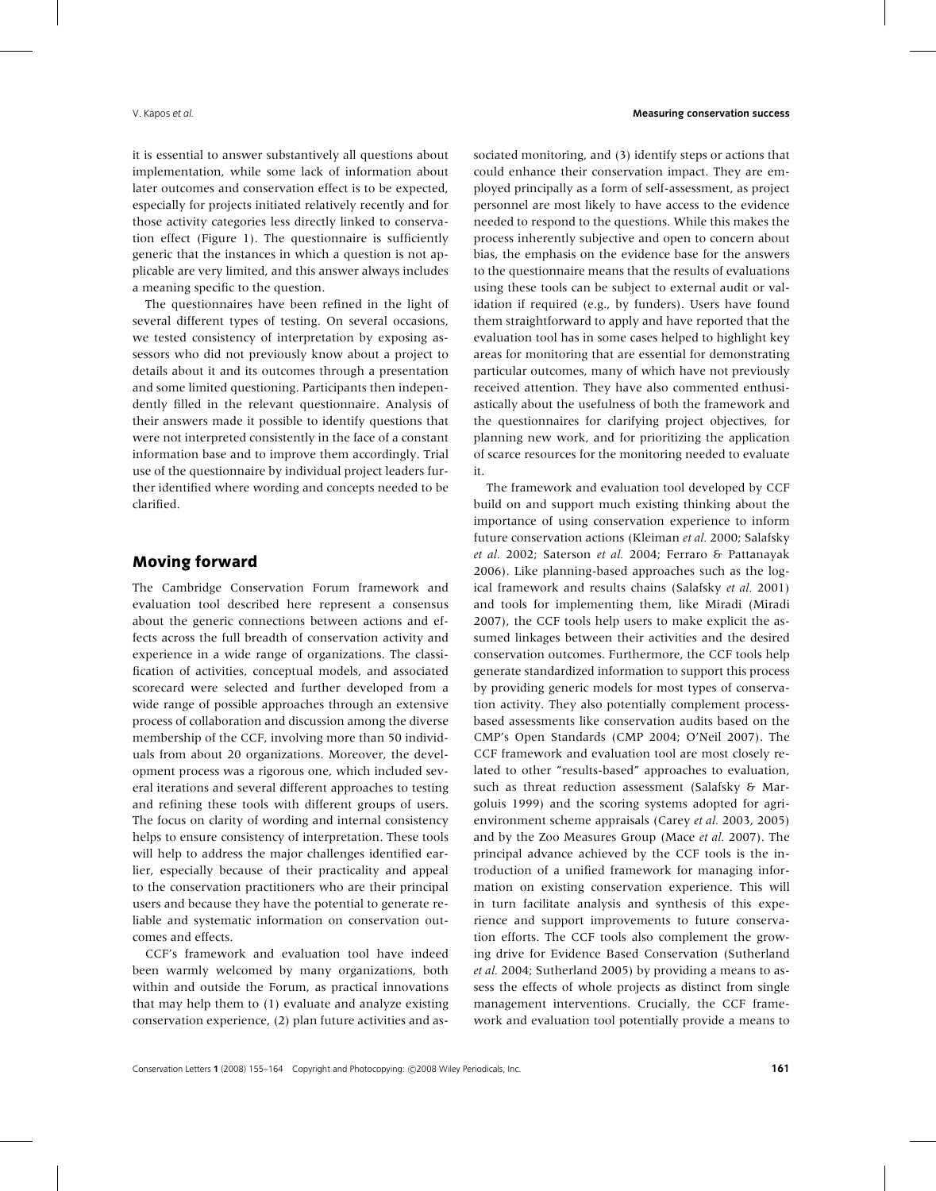it is essential to answer substantively all questions about implementation, while some lack of information about later outcomes and conservation effect is to be expected, especially for projects initiated relatively recently and for those activity categories less directly linked to conservation effect (Figure 1). The questionnaire is sufficiently generic that the instances in which a question is not applicable are very limited, and this answer always includes a meaning specific to the question.

The questionnaires have been refined in the light of several different types of testing. On several occasions, we tested consistency of interpretation by exposing assessors who did not previously know about a project to details about it and its outcomes through a presentation and some limited questioning. Participants then independently filled in the relevant questionnaire. Analysis of their answers made it possible to identify questions that were not interpreted consistently in the face of a constant information base and to improve them accordingly. Trial use of the questionnaire by individual project leaders further identified where wording and concepts needed to be clarified.

## Moving forward

The Cambridge Conservation Forum framework and evaluation tool described here represent a consensus about the generic connections between actions and effects across the full breadth of conservation activity and experience in a wide range of organizations. The classification of activities, conceptual models, and associated scorecard were selected and further developed from a wide range of possible approaches through an extensive process of collaboration and discussion among the diverse membership of the CCF, involving more than 50 individuals from about 20 organizations. Moreover, the development process was a rigorous one, which included several iterations and several different approaches to testing and refining these tools with different groups of users. The focus on clarity of wording and internal consistency helps to ensure consistency of interpretation. These tools will help to address the major challenges identified earlier, especially because of their practicality and appeal to the conservation practitioners who are their principal users and because they have the potential to generate reliable and systematic information on conservation outcomes and effects.

CCF's framework and evaluation tool have indeed been warmly welcomed by many organizations, both within and outside the Forum, as practical innovations that may help them to (1) evaluate and analyze existing conservation experience, (2) plan future activities and associated monitoring, and (3) identify steps or actions that could enhance their conservation impact. They are employed principally as a form of self-assessment, as project personnel are most likely to have access to the evidence needed to respond to the questions. While this makes the process inherently subjective and open to concern about bias, the emphasis on the evidence base for the answers to the questionnaire means that the results of evaluations using these tools can be subject to external audit or validation if required (e.g., by funders). Users have found them straightforward to apply and have reported that the evaluation tool has in some cases helped to highlight key areas for monitoring that are essential for demonstrating particular outcomes, many of which have not previously received attention. They have also commented enthusiastically about the usefulness of both the framework and the questionnaires for clarifying project objectives, for planning new work, and for prioritizing the application of scarce resources for the monitoring needed to evaluate it.

The framework and evaluation tool developed by CCF build on and support much existing thinking about the importance of using conservation experience to inform future conservation actions (Kleiman *et al.* 2000; Salafsky *et al.* 2002; Saterson *et al.* 2004; Ferraro & Pattanayak 2006). Like planning-based approaches such as the logical framework and results chains (Salafsky *et al.* 2001) and tools for implementing them, like Miradi (Miradi 2007), the CCF tools help users to make explicit the assumed linkages between their activities and the desired conservation outcomes. Furthermore, the CCF tools help generate standardized information to support this process by providing generic models for most types of conservation activity. They also potentially complement process-based assessments like conservation audits based on the CMP's Open Standards (CMP 2004; O'Neil 2007). The CCF framework and evaluation tool are most closely related to other "results-based" approaches to evaluation, such as threat reduction assessment (Salafsky & Margoluis 1999) and the scoring systems adopted for agri-environment scheme appraisals (Carey *et al.* 2003, 2005) and by the Zoo Measures Group (Mace *et al.* 2007). The principal advance achieved by the CCF tools is the introduction of a unified framework for managing information on existing conservation experience. This will in turn facilitate analysis and synthesis of this experience and support improvements to future conservation efforts. The CCF tools also complement the growing drive for Evidence Based Conservation (Sutherland *et al.* 2004; Sutherland 2005) by providing a means to assess the effects of whole projects as distinct from single management interventions. Crucially, the CCF framework and evaluation tool potentially provide a means to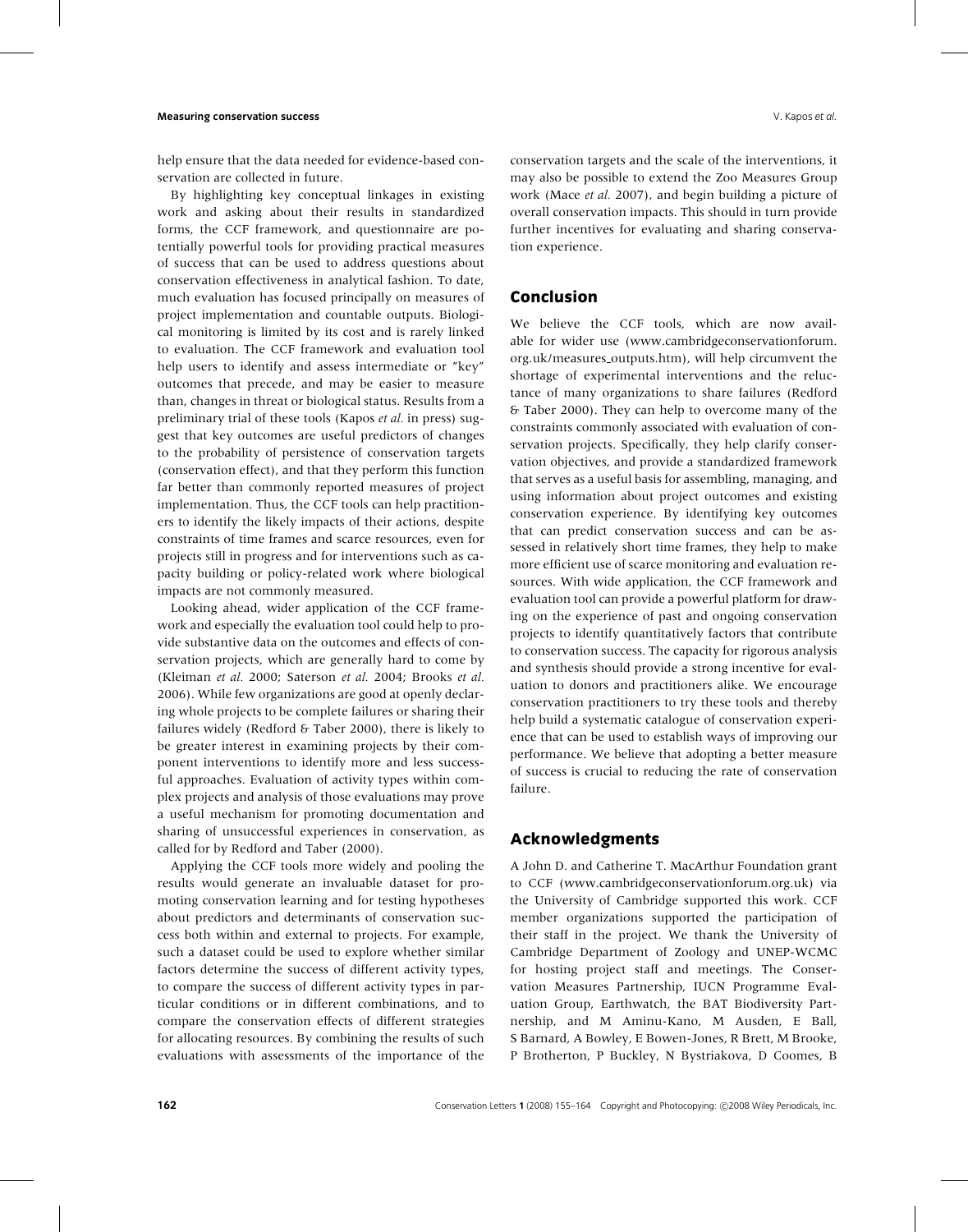help ensure that the data needed for evidence-based conservation are collected in future.

By highlighting key conceptual linkages in existing work and asking about their results in standardized forms, the CCF framework, and questionnaire are potentially powerful tools for providing practical measures of success that can be used to address questions about conservation effectiveness in analytical fashion. To date, much evaluation has focused principally on measures of project implementation and countable outputs. Biological monitoring is limited by its cost and is rarely linked to evaluation. The CCF framework and evaluation tool help users to identify and assess intermediate or "key" outcomes that precede, and may be easier to measure than, changes in threat or biological status. Results from a preliminary trial of these tools (Kapos *et al.* in press) suggest that key outcomes are useful predictors of changes to the probability of persistence of conservation targets (conservation effect), and that they perform this function far better than commonly reported measures of project implementation. Thus, the CCF tools can help practitioners to identify the likely impacts of their actions, despite constraints of time frames and scarce resources, even for projects still in progress and for interventions such as capacity building or policy-related work where biological impacts are not commonly measured.

Looking ahead, wider application of the CCF framework and especially the evaluation tool could help to provide substantive data on the outcomes and effects of conservation projects, which are generally hard to come by (Kleiman *et al.* 2000; Saterson *et al.* 2004; Brooks *et al.* 2006). While few organizations are good at openly declaring whole projects to be complete failures or sharing their failures widely (Redford & Taber 2000), there is likely to be greater interest in examining projects by their component interventions to identify more and less successful approaches. Evaluation of activity types within complex projects and analysis of those evaluations may prove a useful mechanism for promoting documentation and sharing of unsuccessful experiences in conservation, as called for by Redford and Taber (2000).

Applying the CCF tools more widely and pooling the results would generate an invaluable dataset for promoting conservation learning and for testing hypotheses about predictors and determinants of conservation success both within and external to projects. For example, such a dataset could be used to explore whether similar factors determine the success of different activity types, to compare the success of different activity types in particular conditions or in different combinations, and to compare the conservation effects of different strategies for allocating resources. By combining the results of such evaluations with assessments of the importance of the conservation targets and the scale of the interventions, it may also be possible to extend the Zoo Measures Group work (Mace *et al.* 2007), and begin building a picture of overall conservation impacts. This should in turn provide further incentives for evaluating and sharing conservation experience.

## Conclusion

We believe the CCF tools, which are now available for wider use (www.cambridgeconservationforum.org.uk/measures_outputs.htm), will help circumvent the shortage of experimental interventions and the reluctance of many organizations to share failures (Redford & Taber 2000). They can help to overcome many of the constraints commonly associated with evaluation of conservation projects. Specifically, they help clarify conservation objectives, and provide a standardized framework that serves as a useful basis for assembling, managing, and using information about project outcomes and existing conservation experience. By identifying key outcomes that can predict conservation success and can be assessed in relatively short time frames, they help to make more efficient use of scarce monitoring and evaluation resources. With wide application, the CCF framework and evaluation tool can provide a powerful platform for drawing on the experience of past and ongoing conservation projects to identify quantitatively factors that contribute to conservation success. The capacity for rigorous analysis and synthesis should provide a strong incentive for evaluation to donors and practitioners alike. We encourage conservation practitioners to try these tools and thereby help build a systematic catalogue of conservation experience that can be used to establish ways of improving our performance. We believe that adopting a better measure of success is crucial to reducing the rate of conservation failure.

## Acknowledgments

A John D. and Catherine T. MacArthur Foundation grant to CCF (www.cambridgeconservationforum.org.uk) via the University of Cambridge supported this work. CCF member organizations supported the participation of their staff in the project. We thank the University of Cambridge Department of Zoology and UNEP-WCMC for hosting project staff and meetings. The Conservation Measures Partnership, IUCN Programme Evaluation Group, Earthwatch, the BAT Biodiversity Partnership, and M Aminu-Kano, M Ausden, E Ball, S Barnard, A Bowley, E Bowen-Jones, R Brett, M Brooke, P Brotherton, P Buckley, N Bystriakova, D Coomes, B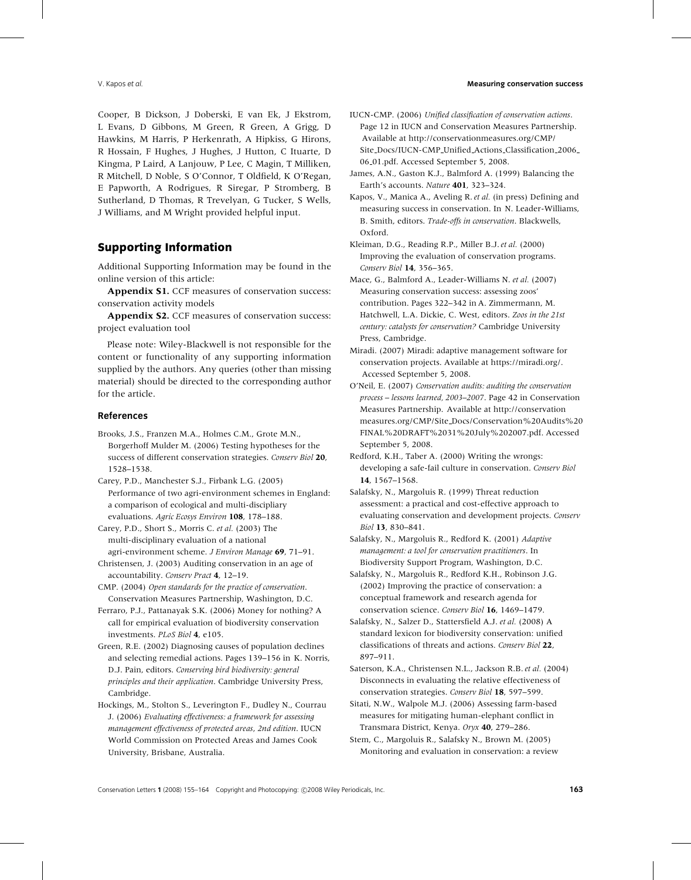Cooper, B Dickson, J Doberski, E van Ek, J Ekstrom, L Evans, D Gibbons, M Green, R Green, A Grigg, D Hawkins, M Harris, P Herkenrath, A Hipkiss, G Hirons, R Hossain, F Hughes, J Hughes, J Hutton, C Ituarte, D Kingma, P Laird, A Lanjouw, P Lee, C Magin, T Milliken, R Mitchell, D Noble, S O'Connor, T Oldfield, K O'Regan, E Papworth, A Rodrigues, R Siregar, P Stromberg, B Sutherland, D Thomas, R Trevelyan, G Tucker, S Wells, J Williams, and M Wright provided helpful input.

## Supporting Information

Additional Supporting Information may be found in the online version of this article:

**Appendix S1.** CCF measures of conservation success: conservation activity models

**Appendix S2.** CCF measures of conservation success: project evaluation tool

Please note: Wiley-Blackwell is not responsible for the content or functionality of any supporting information supplied by the authors. Any queries (other than missing material) should be directed to the corresponding author for the article.

### References

Brooks, J.S., Franzen M.A., Holmes C.M., Grote M.N., Borgerhoff Mulder M. (2006) Testing hypotheses for the success of different conservation strategies. *Conserv Biol* **20**, 1528–1538.

Carey, P.D., Manchester S.J., Firbank L.G. (2005) Performance of two agri-environment schemes in England: a comparison of ecological and multi-disciplinary evaluations. *Agric Ecosys Environ* **108**, 178–188.

Carey, P.D., Short S., Morris C. *et al.* (2003) The multi-disciplinary evaluation of a national agri-environment scheme. *J Environ Manage* **69**, 71–91.

Christensen, J. (2003) Auditing conservation in an age of accountability. *Conserv Pract* **4**, 12–19.

CMP. (2004) *Open standards for the practice of conservation*. Conservation Measures Partnership, Washington, D.C.

Ferraro, P.J., Pattanayak S.K. (2006) Money for nothing? A call for empirical evaluation of biodiversity conservation investments. *PLoS Biol* **4**, e105.

Green, R.E. (2002) Diagnosing causes of population declines and selecting remedial actions. Pages 139–156 in K. Norris, D.J. Pain, editors. *Conserving bird biodiversity: general principles and their application*. Cambridge University Press, Cambridge.

Hockings, M., Stolton S., Leverington F., Dudley N., Courrau J. (2006) *Evaluating effectiveness: a framework for assessing management effectiveness of protected areas, 2nd edition*. IUCN World Commission on Protected Areas and James Cook University, Brisbane, Australia.

IUCN-CMP. (2006) *Unified classification of conservation actions*. Page 12 in IUCN and Conservation Measures Partnership. Available at http://conservationmeasures.org/CMP/Site_Docs/IUCN-CMP_Unified_Actions_Classification_2006_06_01.pdf. Accessed September 5, 2008.

James, A.N., Gaston K.J., Balmford A. (1999) Balancing the Earth's accounts. *Nature* **401**, 323–324.

Kapos, V., Manica A., Aveling R. *et al.* (in press) Defining and measuring success in conservation. In N. Leader-Williams, B. Smith, editors. *Trade-offs in conservation*. Blackwells, Oxford.

Kleiman, D.G., Reading R.P., Miller B.J. *et al.* (2000) Improving the evaluation of conservation programs. *Conserv Biol* **14**, 356–365.

Mace, G., Balmford A., Leader-Williams N. *et al.* (2007) Measuring conservation success: assessing zoos' contribution. Pages 322–342 in A. Zimmermann, M. Hatchwell, L.A. Dickie, C. West, editors. *Zoos in the 21st century: catalysts for conservation?* Cambridge University Press, Cambridge.

Miradi. (2007) Miradi: adaptive management software for conservation projects. Available at https://miradi.org/. Accessed September 5, 2008.

O'Neil, E. (2007) *Conservation audits: auditing the conservation process – lessons learned, 2003–2007*. Page 42 in Conservation Measures Partnership. Available at http://conservationmeasures.org/CMP/Site_Docs/Conservation%20Audits%20FINAL%20DRAFT%2031%20July%202007.pdf. Accessed September 5, 2008.

Redford, K.H., Taber A. (2000) Writing the wrongs: developing a safe-fail culture in conservation. *Conserv Biol* **14**, 1567–1568.

Salafsky, N., Margoluis R. (1999) Threat reduction assessment: a practical and cost-effective approach to evaluating conservation and development projects. *Conserv Biol* **13**, 830–841.

Salafsky, N., Margoluis R., Redford K. (2001) *Adaptive management: a tool for conservation practitioners*. In Biodiversity Support Program, Washington, D.C.

Salafsky, N., Margoluis R., Redford K.H., Robinson J.G. (2002) Improving the practice of conservation: a conceptual framework and research agenda for conservation science. *Conserv Biol* **16**, 1469–1479.

Salafsky, N., Salzer D., Stattersfield A.J. *et al.* (2008) A standard lexicon for biodiversity conservation: unified classifications of threats and actions. *Conserv Biol* **22**, 897–911.

Saterson, K.A., Christensen N.L., Jackson R.B. *et al.* (2004) Disconnects in evaluating the relative effectiveness of conservation strategies. *Conserv Biol* **18**, 597–599.

Sitati, N.W., Walpole M.J. (2006) Assessing farm-based measures for mitigating human-elephant conflict in Transmara District, Kenya. *Oryx* **40**, 279–286.

Stem, C., Margoluis R., Salafsky N., Brown M. (2005) Monitoring and evaluation in conservation: a review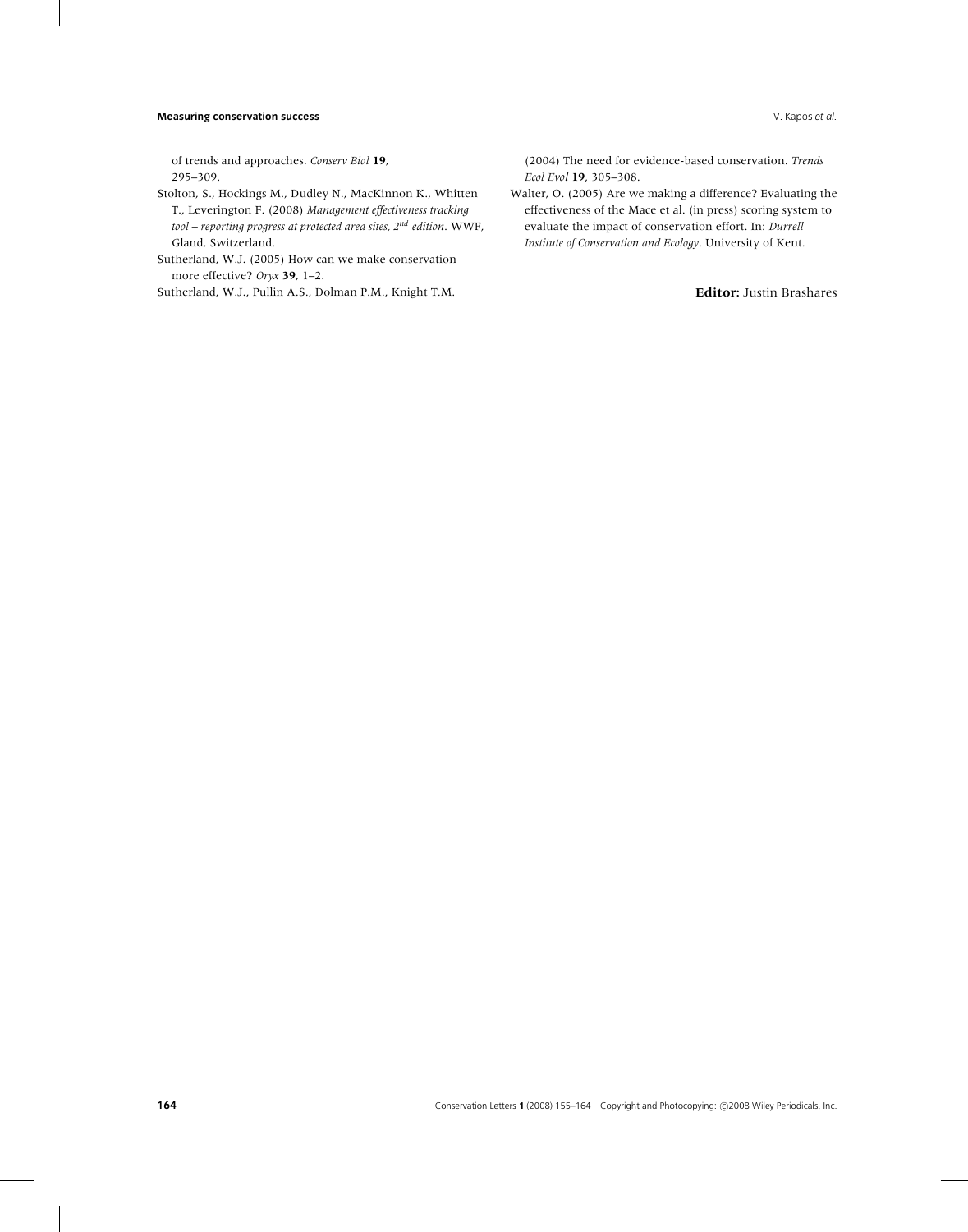of trends and approaches. *Conserv Biol* **19**, 295–309.

Stolton, S., Hockings M., Dudley N., MacKinnon K., Whitten T., Leverington F. (2008) *Management effectiveness tracking tool – reporting progress at protected area sites, 2nd edition*. WWF, Gland, Switzerland.

Sutherland, W.J. (2005) How can we make conservation more effective? *Oryx* **39**, 1–2.

Sutherland, W.J., Pullin A.S., Dolman P.M., Knight T.M. (2004) The need for evidence-based conservation. *Trends Ecol Evol* **19**, 305–308.

Walter, O. (2005) Are we making a difference? Evaluating the effectiveness of the Mace et al. (in press) scoring system to evaluate the impact of conservation effort. In: *Durrell Institute of Conservation and Ecology*. University of Kent.

**Editor:** Justin Brashares